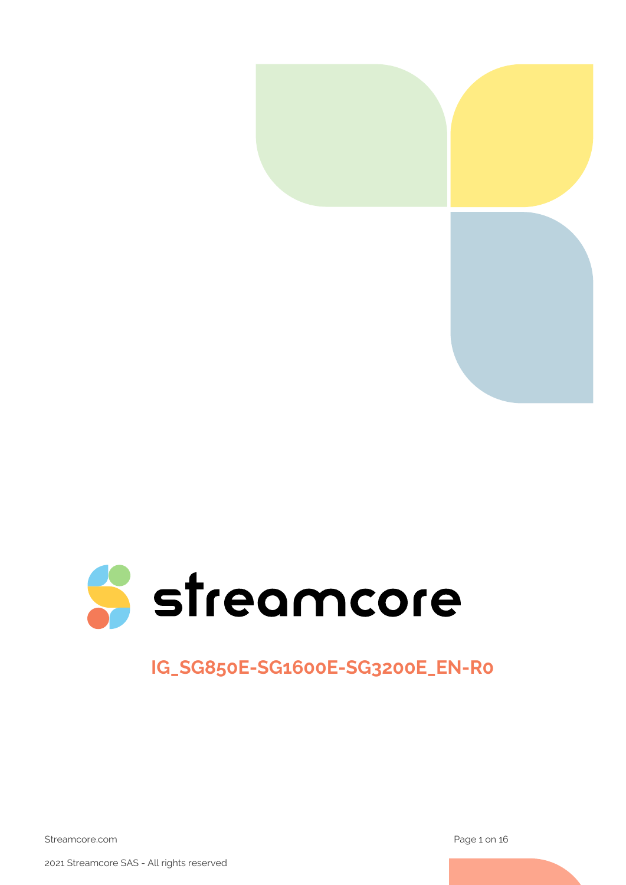streamcore

# IG_SG850E-SG1600E-SG3200E_EN-R0

Streamcore.com

2021 Streamcore SAS - All rights reserved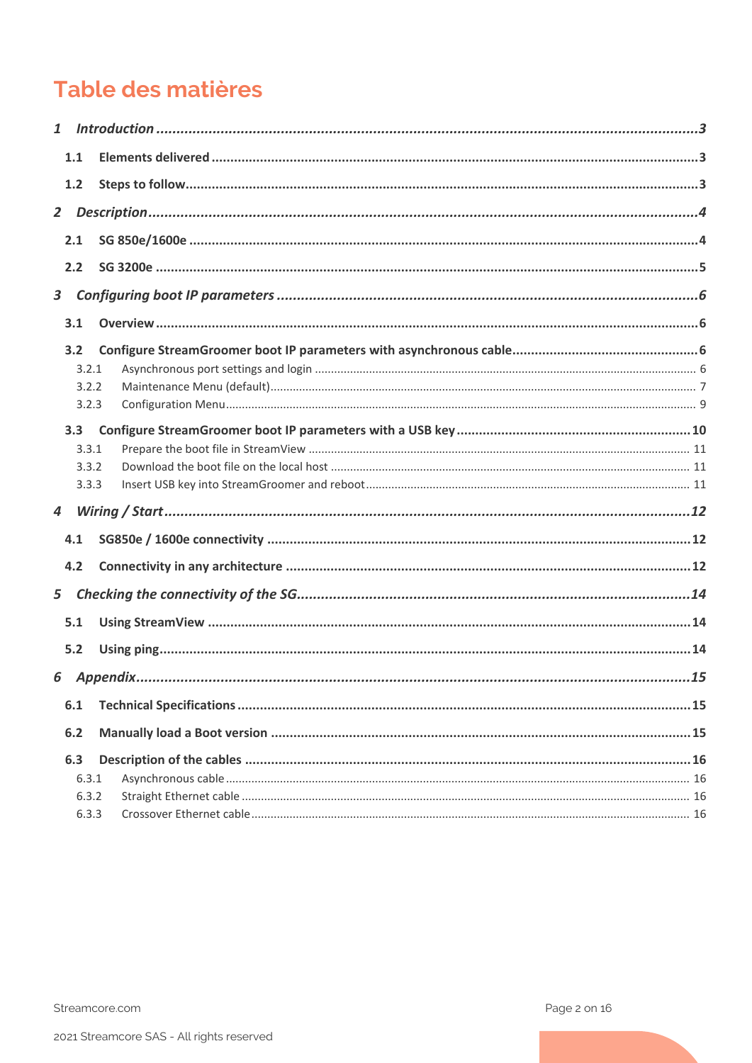# Table des matières

*1 Introduction ........................................................................ 3*

**1.1 Elements delivered ........................................................ 3**

**1.2 Steps to follow ............................................................... 3**

*2 Description .......................................................................... 4*

**2.1 SG 850e/1600e ................................................................ 4**

**2.2 SG 3200e ......................................................................... 5**

*3 Configuring boot IP parameters .......................................... 6*

**3.1 Overview ......................................................................... 6**

**3.2 Configure StreamGroomer boot IP parameters with asynchronous cable ........ 6**

3.2.1 Asynchronous port settings and login ........................................ 6

3.2.2 Maintenance Menu (default) ........................................................ 7

3.2.3 Configuration Menu ..................................................................... 9

**3.3 Configure StreamGroomer boot IP parameters with a USB key ........ 10**

3.3.1 Prepare the boot file in StreamView .......................................... 11

3.3.2 Download the boot file on the local host .................................. 11

3.3.3 Insert USB key into StreamGroomer and reboot ......................... 11

*4 Wiring / Start ....................................................................... 12*

**4.1 SG850e / 1600e connectivity ......................................... 12**

**4.2 Connectivity in any architecture .................................... 12**

*5 Checking the connectivity of the SG ................................... 14*

**5.1 Using StreamView .......................................................... 14**

**5.2 Using ping ...................................................................... 14**

*6 Appendix ............................................................................. 15*

**6.1 Technical Specifications ................................................. 15**

**6.2 Manually load a Boot version ........................................ 15**

**6.3 Description of the cables ............................................... 16**

6.3.1 Asynchronous cable ................................................................... 16

6.3.2 Straight Ethernet cable ............................................................... 16

6.3.3 Crossover Ethernet cable ........................................................... 16

Streamcore.com

2021 Streamcore SAS - All rights reserved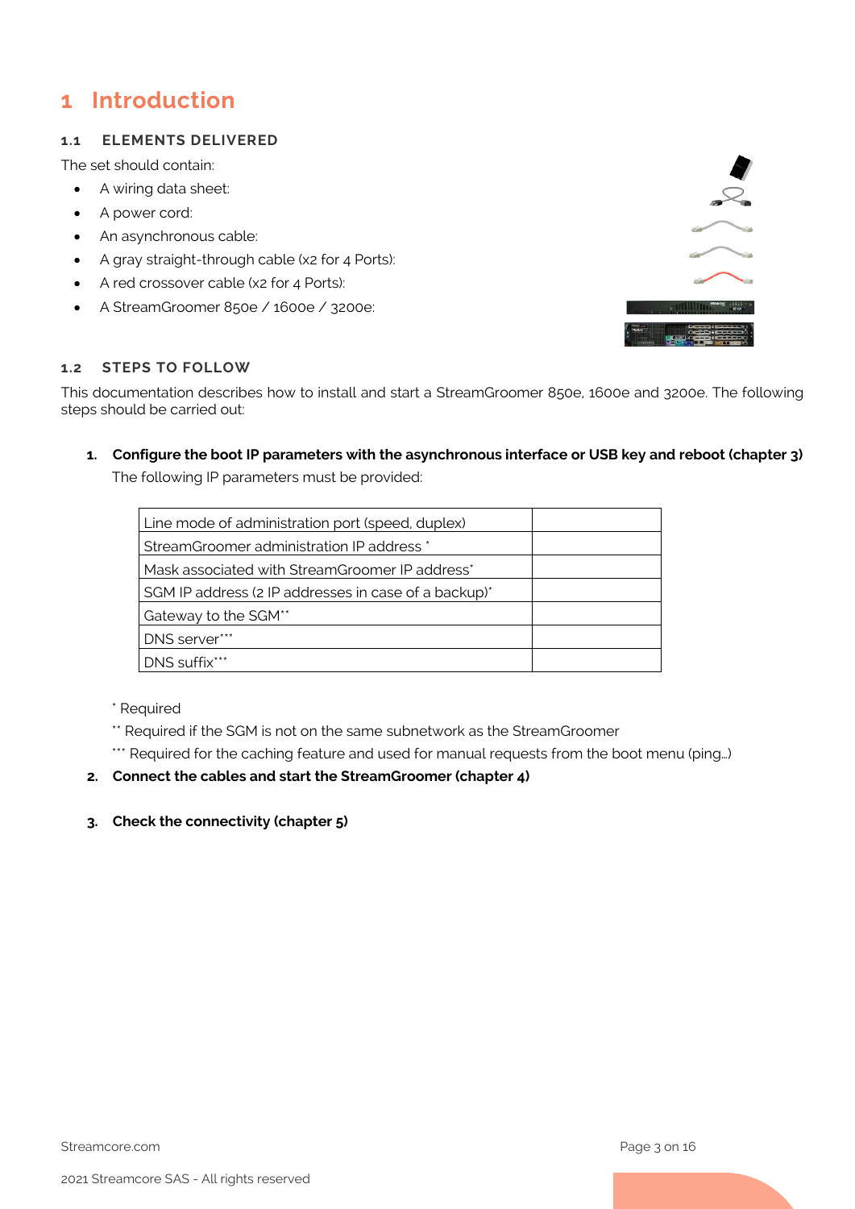# 1 Introduction

## 1.1 ELEMENTS DELIVERED

The set should contain:

- A wiring data sheet:
- A power cord:
- An asynchronous cable:
- A gray straight-through cable (x2 for 4 Ports):
- A red crossover cable (x2 for 4 Ports):
- A StreamGroomer 850e / 1600e / 3200e:

## 1.2 STEPS TO FOLLOW

This documentation describes how to install and start a StreamGroomer 850e, 1600e and 3200e. The following steps should be carried out:

1. **Configure the boot IP parameters with the asynchronous interface or USB key and reboot (chapter 3)**

   The following IP parameters must be provided:

| | |
|---|---|
| Line mode of administration port (speed, duplex) | |
| StreamGroomer administration IP address * | |
| Mask associated with StreamGroomer IP address* | |
| SGM IP address (2 IP addresses in case of a backup)* | |
| Gateway to the SGM** | |
| DNS server*** | |
| DNS suffix*** | |

   \* Required

   ** Required if the SGM is not on the same subnetwork as the StreamGroomer

   *** Required for the caching feature and used for manual requests from the boot menu (ping…)

2. **Connect the cables and start the StreamGroomer (chapter 4)**

3. **Check the connectivity (chapter 5)**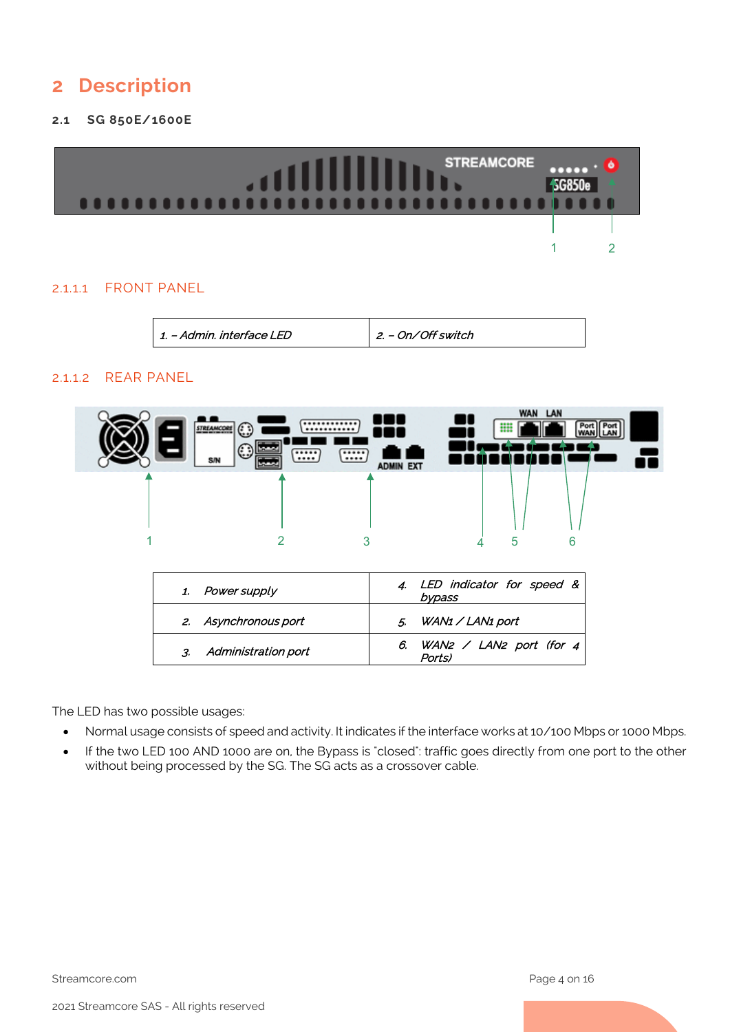# 2 Description

## 2.1 SG 850E/1600E

### 2.1.1.1 FRONT PANEL

| 1. – Admin. interface LED | 2. – On/Off switch |
|---|---|

### 2.1.1.2 REAR PANEL

| | |
|---|---|
| *1. Power supply* | *4. LED indicator for speed & bypass* |
| *2. Asynchronous port* | *5. WAN1 / LAN1 port* |
| *3. Administration port* | *6. WAN2 / LAN2 port (for 4 Ports)* |

The LED has two possible usages:

- Normal usage consists of speed and activity. It indicates if the interface works at 10/100 Mbps or 1000 Mbps.
- If the two LED 100 AND 1000 are on, the Bypass is "closed": traffic goes directly from one port to the other without being processed by the SG. The SG acts as a crossover cable.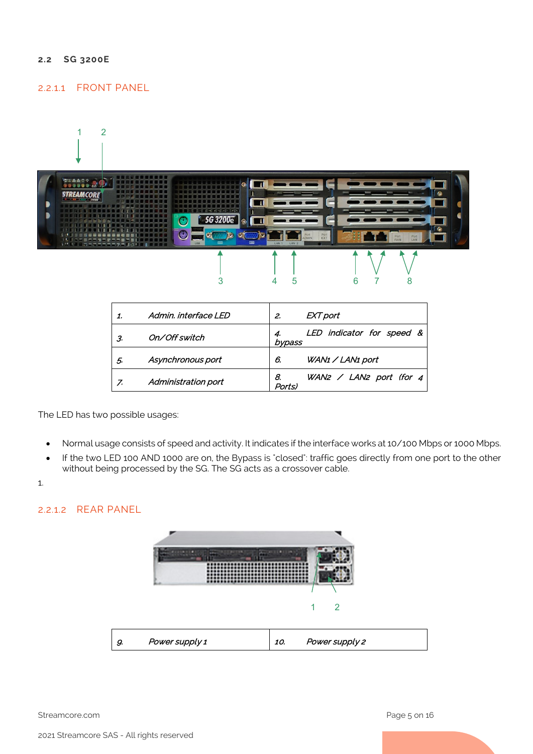## 2.2 SG 3200E

### 2.2.1.1 FRONT PANEL

| 1. | Admin. interface LED | 2. | EXT port |
|---|---|---|---|
| 3. | On/Off switch | 4. | LED indicator for speed & bypass |
| 5. | Asynchronous port | 6. | WAN1 / LAN1 port |
| 7. | Administration port | 8. | WAN2 / LAN2 port (for 4 Ports) |

The LED has two possible usages:

- Normal usage consists of speed and activity. It indicates if the interface works at 10/100 Mbps or 1000 Mbps.
- If the two LED 100 AND 1000 are on, the Bypass is "closed": traffic goes directly from one port to the other without being processed by the SG. The SG acts as a crossover cable.

1.

### 2.2.1.2 REAR PANEL

| 9. | Power supply 1 | 10. | Power supply 2 |
|---|---|---|---|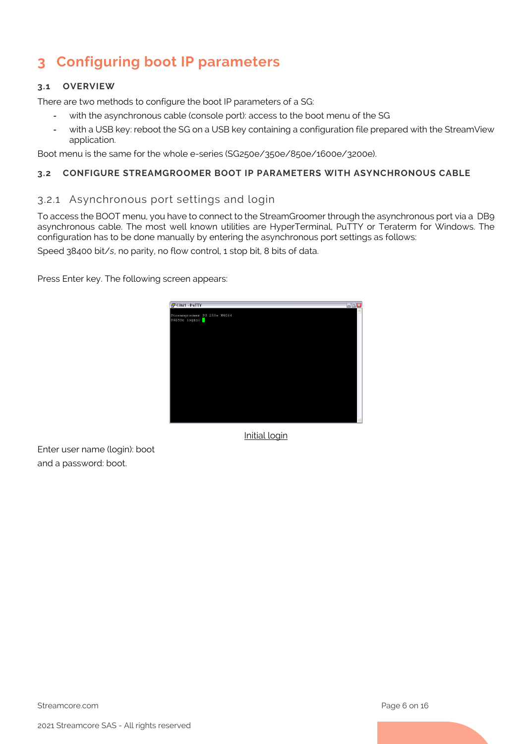# 3 Configuring boot IP parameters

## 3.1 OVERVIEW

There are two methods to configure the boot IP parameters of a SG:

- with the asynchronous cable (console port): access to the boot menu of the SG
- with a USB key: reboot the SG on a USB key containing a configuration file prepared with the StreamView application.

Boot menu is the same for the whole e-series (SG250e/350e/850e/1600e/3200e).

## 3.2 CONFIGURE STREAMGROOMER BOOT IP PARAMETERS WITH ASYNCHRONOUS CABLE

### 3.2.1 Asynchronous port settings and login

To access the BOOT menu, you have to connect to the StreamGroomer through the asynchronous port via a DB9 asynchronous cable. The most well known utilities are HyperTerminal, PuTTY or Teraterm for Windows. The configuration has to be done manually by entering the asynchronous port settings as follows:

Speed 38400 bit/s, no parity, no flow control, 1 stop bit, 8 bits of data.

Press Enter key. The following screen appears:

Initial login

Enter user name (login): boot

and a password: boot.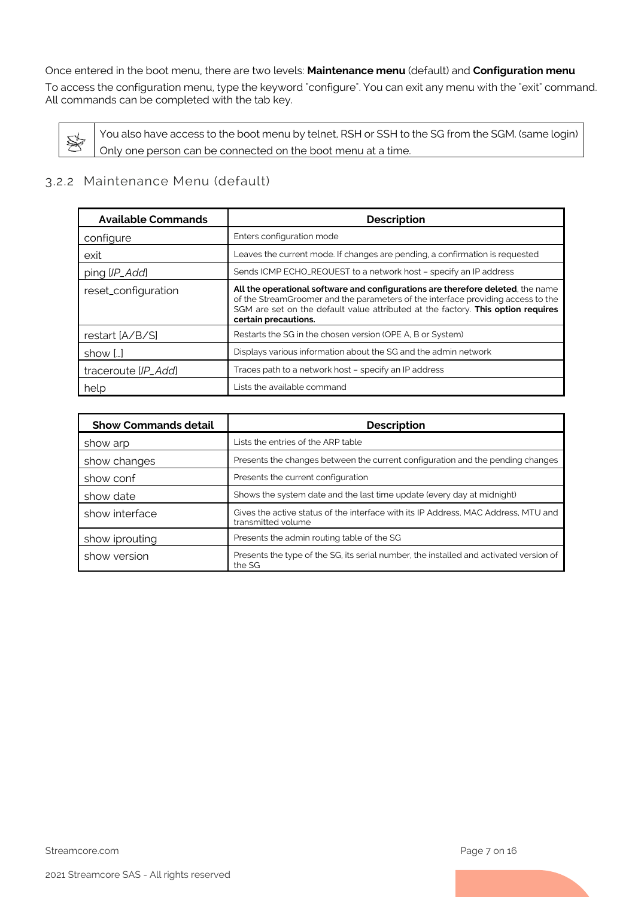Once entered in the boot menu, there are two levels: **Maintenance menu** (default) and **Configuration menu**

To access the configuration menu, type the keyword "configure". You can exit any menu with the "exit" command. All commands can be completed with the tab key.

> You also have access to the boot menu by telnet, RSH or SSH to the SG from the SGM. (same login)
> Only one person can be connected on the boot menu at a time.

### 3.2.2 Maintenance Menu (default)

| Available Commands | Description |
| --- | --- |
| configure | Enters configuration mode |
| exit | Leaves the current mode. If changes are pending, a confirmation is requested |
| ping [*IP_Add*] | Sends ICMP ECHO_REQUEST to a network host – specify an IP address |
| reset_configuration | **All the operational software and configurations are therefore deleted**, the name of the StreamGroomer and the parameters of the interface providing access to the SGM are set on the default value attributed at the factory. **This option requires certain precautions.** |
| restart [A/B/S] | Restarts the SG in the chosen version (OPE A, B or System) |
| show […] | Displays various information about the SG and the admin network |
| traceroute [*IP_Add*] | Traces path to a network host – specify an IP address |
| help | Lists the available command |

| Show Commands detail | Description |
| --- | --- |
| show arp | Lists the entries of the ARP table |
| show changes | Presents the changes between the current configuration and the pending changes |
| show conf | Presents the current configuration |
| show date | Shows the system date and the last time update (every day at midnight) |
| show interface | Gives the active status of the interface with its IP Address, MAC Address, MTU and transmitted volume |
| show iprouting | Presents the admin routing table of the SG |
| show version | Presents the type of the SG, its serial number, the installed and activated version of the SG |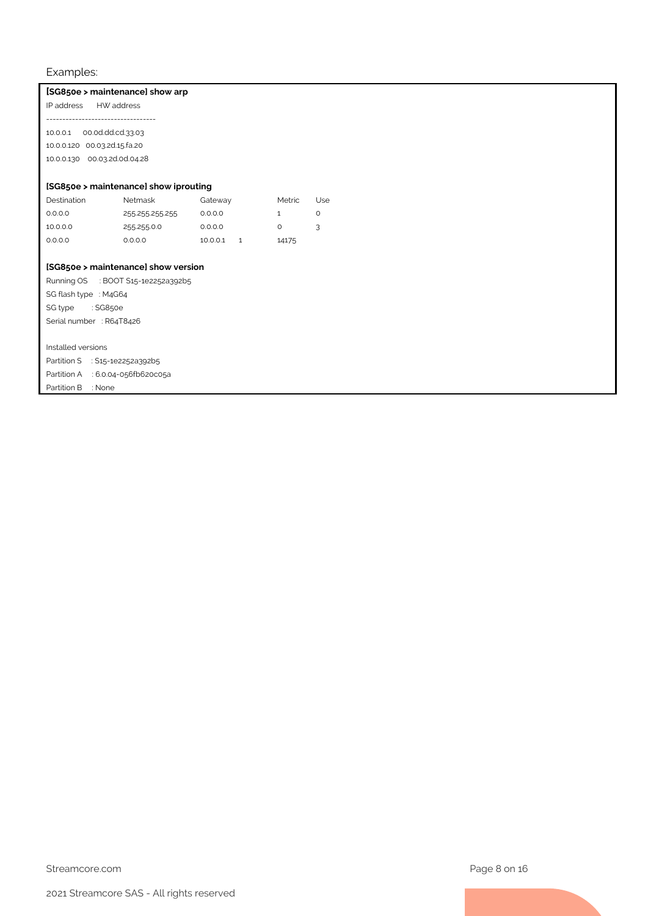Examples:

```
[SG850e > maintenance] show arp
IP address     HW address
----------------------------------
10.0.0.1    00.0d.dd.cd.33.03
10.0.0.120  00.03.2d.15.fa.20
10.0.0.130  00.03.2d.0d.04.28

[SG850e > maintenance] show iprouting
Destination    Netmask          Gateway       Metric   Use
0.0.0.0        255.255.255.255  0.0.0.0       1        0
10.0.0.0       255.255.0.0      0.0.0.0       0        3
0.0.0.0        0.0.0.0          10.0.0.1  1   14175

[SG850e > maintenance] show version
Running OS    : BOOT S15-1e2252a392b5
SG flash type  : M4G64
SG type       : SG850e
Serial number  : R64T8426

Installed versions
Partition S   : S15-1e2252a392b5
Partition A   : 6.0.04-056fb620c05a
Partition B   : None
```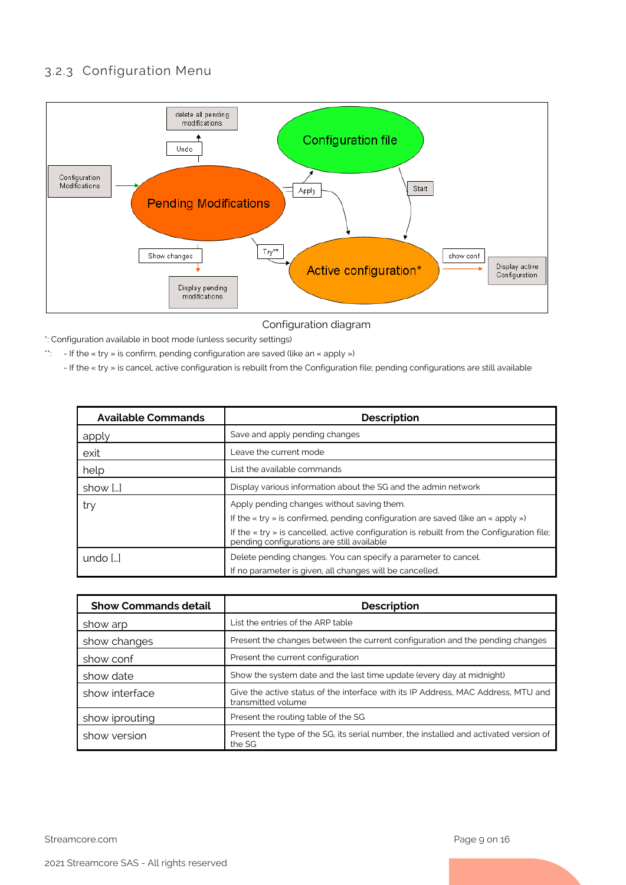### 3.2.3 Configuration Menu

Configuration diagram

*: Configuration available in boot mode (unless security settings)

**: - If the « try » is confirm, pending configuration are saved (like an « apply »)

- If the « try » is cancel, active configuration is rebuilt from the Configuration file; pending configurations are still available

| Available Commands | Description |
|---|---|
| apply | Save and apply pending changes |
| exit | Leave the current mode |
| help | List the available commands |
| show [...] | Display various information about the SG and the admin network |
| try | Apply pending changes without saving them. If the « try » is confirmed, pending configuration are saved (like an « apply ») If the « try » is cancelled, active configuration is rebuilt from the Configuration file; pending configurations are still available |
| undo [...] | Delete pending changes. You can specify a parameter to cancel. If no parameter is given, all changes will be cancelled. |

| Show Commands detail | Description |
|---|---|
| show arp | List the entries of the ARP table |
| show changes | Present the changes between the current configuration and the pending changes |
| show conf | Present the current configuration |
| show date | Show the system date and the last time update (every day at midnight) |
| show interface | Give the active status of the interface with its IP Address, MAC Address, MTU and transmitted volume |
| show iprouting | Present the routing table of the SG |
| show version | Present the type of the SG, its serial number, the installed and activated version of the SG |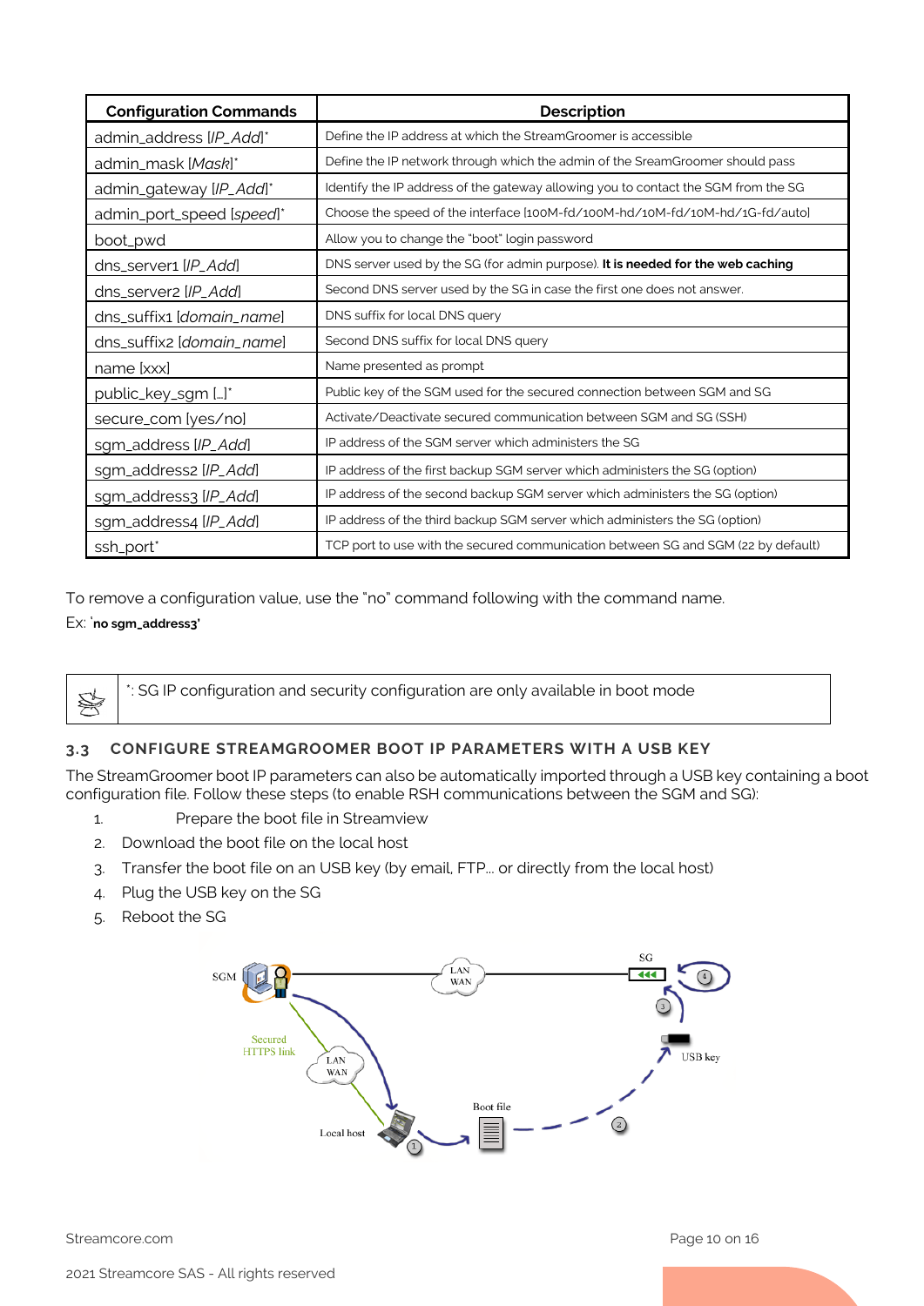| Configuration Commands | Description |
|---|---|
| admin_address [*IP_Add*]* | Define the IP address at which the StreamGroomer is accessible |
| admin_mask [*Mask*]* | Define the IP network through which the admin of the SreamGroomer should pass |
| admin_gateway [*IP_Add*]* | Identify the IP address of the gateway allowing you to contact the SGM from the SG |
| admin_port_speed [*speed*]* | Choose the speed of the interface [100M-fd/100M-hd/10M-fd/10M-hd/1G-fd/auto] |
| boot_pwd | Allow you to change the "boot" login password |
| dns_server1 [*IP_Add*] | DNS server used by the SG (for admin purpose). **It is needed for the web caching** |
| dns_server2 [*IP_Add*] | Second DNS server used by the SG in case the first one does not answer. |
| dns_suffix1 [*domain_name*] | DNS suffix for local DNS query |
| dns_suffix2 [*domain_name*] | Second DNS suffix for local DNS query |
| name [xxx] | Name presented as prompt |
| public_key_sgm […]* | Public key of the SGM used for the secured connection between SGM and SG |
| secure_com [yes/no] | Activate/Deactivate secured communication between SGM and SG (SSH) |
| sgm_address [*IP_Add*] | IP address of the SGM server which administers the SG |
| sgm_address2 [*IP_Add*] | IP address of the first backup SGM server which administers the SG (option) |
| sgm_address3 [*IP_Add*] | IP address of the second backup SGM server which administers the SG (option) |
| sgm_address4 [*IP_Add*] | IP address of the third backup SGM server which administers the SG (option) |
| ssh_port* | TCP port to use with the secured communication between SG and SGM (22 by default) |

To remove a configuration value, use the "no" command following with the command name.

Ex: '**no sgm_address3'**

*: SG IP configuration and security configuration are only available in boot mode

## 3.3 CONFIGURE STREAMGROOMER BOOT IP PARAMETERS WITH A USB KEY

The StreamGroomer boot IP parameters can also be automatically imported through a USB key containing a boot configuration file. Follow these steps (to enable RSH communications between the SGM and SG):

1. Prepare the boot file in Streamview
2. Download the boot file on the local host
3. Transfer the boot file on an USB key (by email, FTP… or directly from the local host)
4. Plug the USB key on the SG
5. Reboot the SG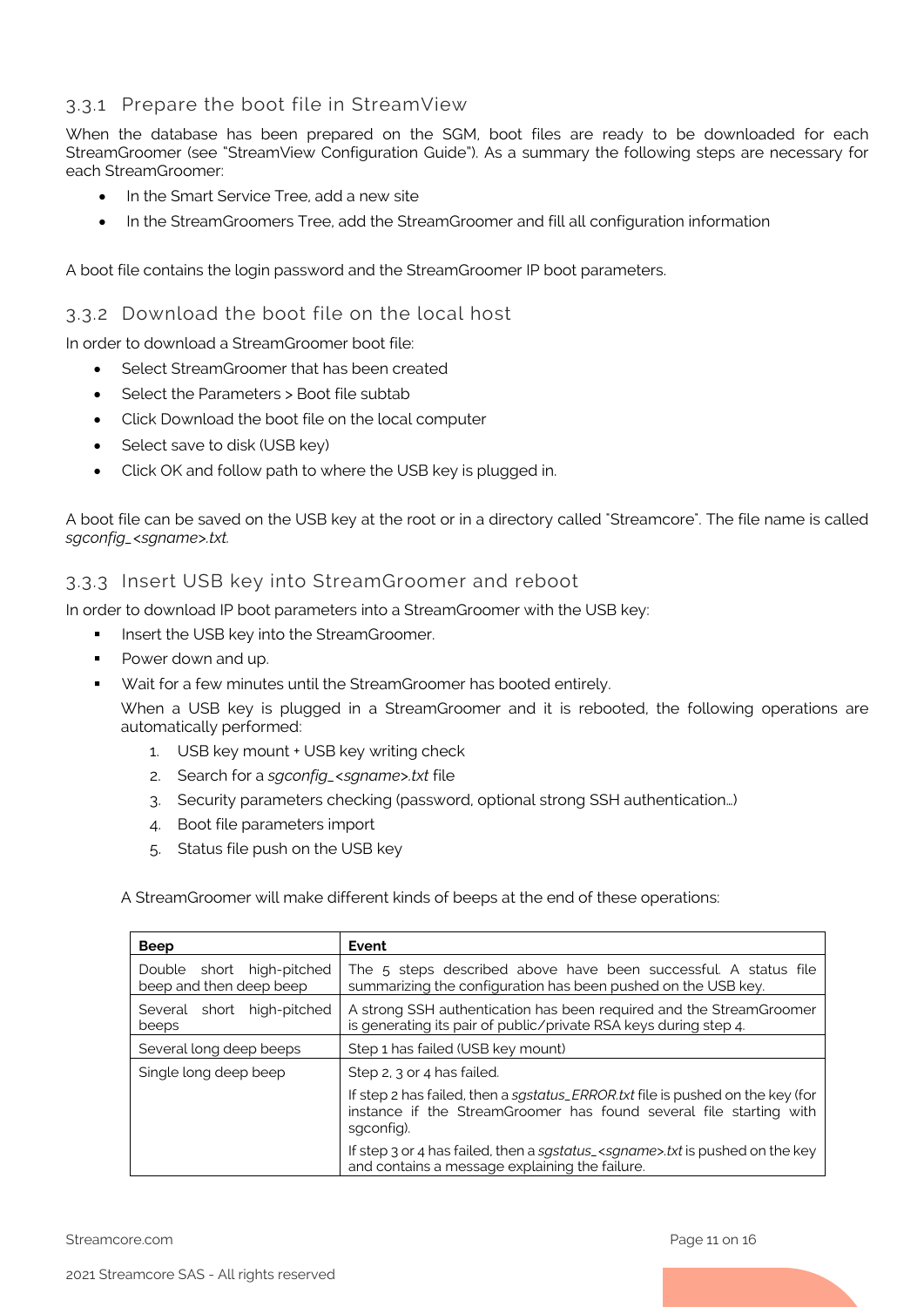### 3.3.1 Prepare the boot file in StreamView

When the database has been prepared on the SGM, boot files are ready to be downloaded for each StreamGroomer (see "StreamView Configuration Guide"). As a summary the following steps are necessary for each StreamGroomer:

- In the Smart Service Tree, add a new site
- In the StreamGroomers Tree, add the StreamGroomer and fill all configuration information

A boot file contains the login password and the StreamGroomer IP boot parameters.

### 3.3.2 Download the boot file on the local host

In order to download a StreamGroomer boot file:

- Select StreamGroomer that has been created
- Select the Parameters > Boot file subtab
- Click Download the boot file on the local computer
- Select save to disk (USB key)
- Click OK and follow path to where the USB key is plugged in.

A boot file can be saved on the USB key at the root or in a directory called "Streamcore". The file name is called *sgconfig_<sgname>.txt.*

### 3.3.3 Insert USB key into StreamGroomer and reboot

In order to download IP boot parameters into a StreamGroomer with the USB key:

- Insert the USB key into the StreamGroomer.
- Power down and up.
- Wait for a few minutes until the StreamGroomer has booted entirely.

  When a USB key is plugged in a StreamGroomer and it is rebooted, the following operations are automatically performed:

  1. USB key mount + USB key writing check
  2. Search for a *sgconfig_<sgname>.txt* file
  3. Security parameters checking (password, optional strong SSH authentication…)
  4. Boot file parameters import
  5. Status file push on the USB key

  A StreamGroomer will make different kinds of beeps at the end of these operations:

| Beep | Event |
|---|---|
| Double short high-pitched beep and then deep beep | The 5 steps described above have been successful. A status file summarizing the configuration has been pushed on the USB key. |
| Several short high-pitched beeps | A strong SSH authentication has been required and the StreamGroomer is generating its pair of public/private RSA keys during step 4. |
| Several long deep beeps | Step 1 has failed (USB key mount) |
| Single long deep beep | Step 2, 3 or 4 has failed.<br>If step 2 has failed, then a *sgstatus_ERROR.txt* file is pushed on the key (for instance if the StreamGroomer has found several file starting with sgconfig).<br>If step 3 or 4 has failed, then a *sgstatus_<sgname>.txt* is pushed on the key and contains a message explaining the failure. |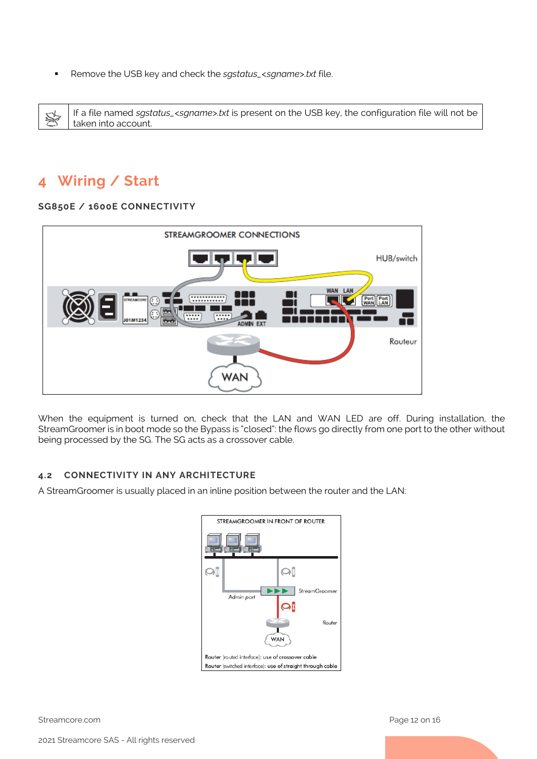- Remove the USB key and check the *sgstatus_<sgname>.txt* file.

| | |
|---|---|
| | If a file named *sgstatus_<sgname>.txt* is present on the USB key, the configuration file will not be taken into account. |

# 4 Wiring / Start

### SG850E / 1600E CONNECTIVITY

When the equipment is turned on, check that the LAN and WAN LED are off. During installation, the StreamGroomer is in boot mode so the Bypass is "closed": the flows go directly from one port to the other without being processed by the SG. The SG acts as a crossover cable.

## 4.2 CONNECTIVITY IN ANY ARCHITECTURE

A StreamGroomer is usually placed in an inline position between the router and the LAN: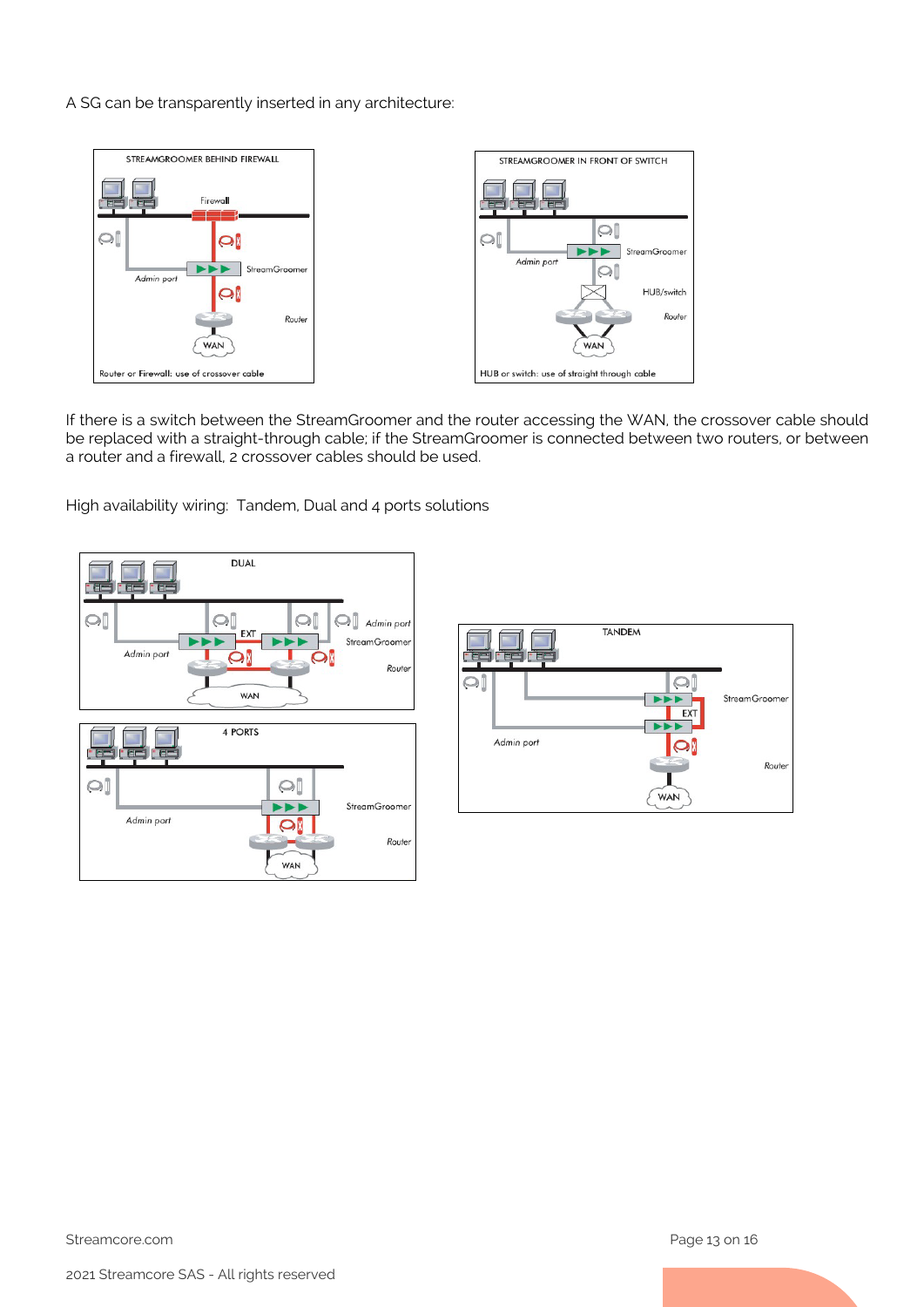A SG can be transparently inserted in any architecture:

If there is a switch between the StreamGroomer and the router accessing the WAN, the crossover cable should be replaced with a straight-through cable; if the StreamGroomer is connected between two routers, or between a router and a firewall, 2 crossover cables should be used.

High availability wiring: Tandem, Dual and 4 ports solutions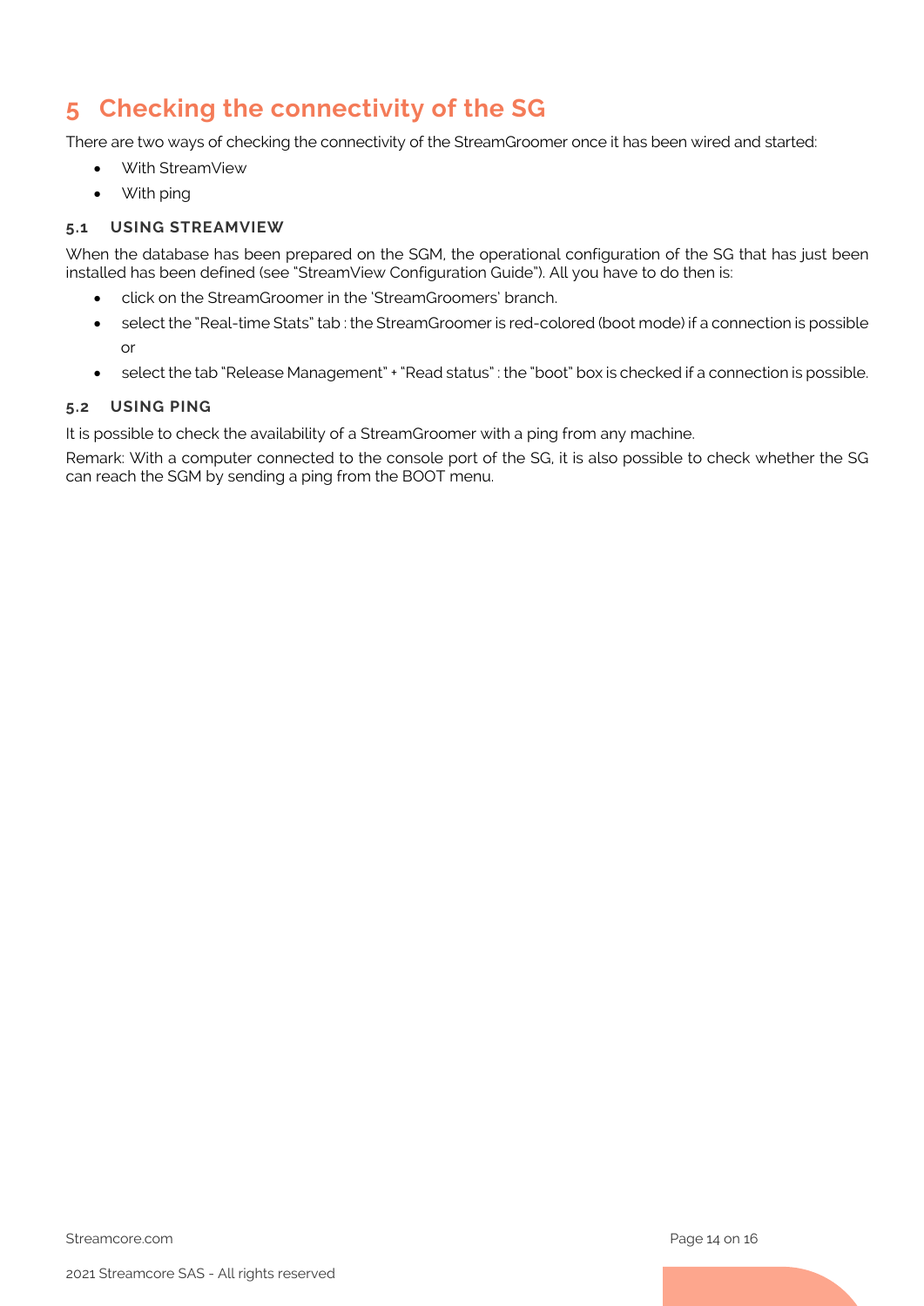# 5 Checking the connectivity of the SG

There are two ways of checking the connectivity of the StreamGroomer once it has been wired and started:

- With StreamView
- With ping

### 5.1 USING STREAMVIEW

When the database has been prepared on the SGM, the operational configuration of the SG that has just been installed has been defined (see "StreamView Configuration Guide"). All you have to do then is:

- click on the StreamGroomer in the 'StreamGroomers' branch.
- select the "Real-time Stats" tab : the StreamGroomer is red-colored (boot mode) if a connection is possible or
- select the tab "Release Management" + "Read status" : the "boot" box is checked if a connection is possible.

### 5.2 USING PING

It is possible to check the availability of a StreamGroomer with a ping from any machine.

Remark: With a computer connected to the console port of the SG, it is also possible to check whether the SG can reach the SGM by sending a ping from the BOOT menu.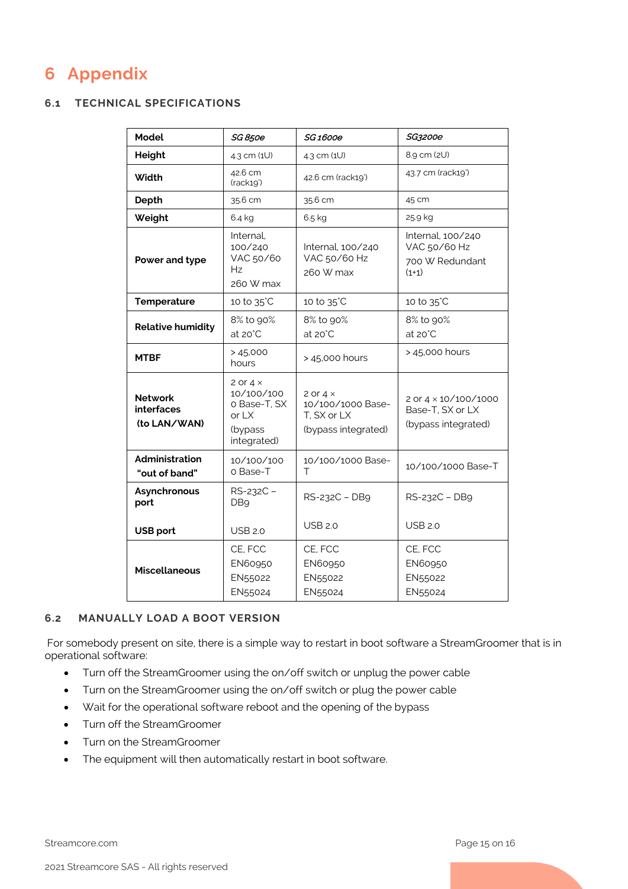# 6 Appendix

### 6.1 TECHNICAL SPECIFICATIONS

| Model | *SG 850e* | *SG 1600e* | *SG3200e* |
|---|---|---|---|
| **Height** | 4.3 cm (1U) | 4.3 cm (1U) | 8.9 cm (2U) |
| **Width** | 42.6 cm (rack19') | 42.6 cm (rack19') | 43.7 cm (rack19') |
| **Depth** | 35.6 cm | 35.6 cm | 45 cm |
| **Weight** | 6.4 kg | 6.5 kg | 25.9 kg |
| **Power and type** | Internal, 100/240 VAC 50/60 Hz<br>260 W max | Internal, 100/240 VAC 50/60 Hz<br>260 W max | Internal, 100/240 VAC 50/60 Hz<br>700 W Redundant (1+1) |
| **Temperature** | 10 to 35˚C | 10 to 35˚C | 10 to 35˚C |
| **Relative humidity** | 8% to 90% at 20˚C | 8% to 90% at 20˚C | 8% to 90% at 20˚C |
| **MTBF** | > 45,000 hours | > 45,000 hours | > 45,000 hours |
| **Network interfaces (to LAN/WAN)** | 2 or 4 × 10/100/1000 Base-T, SX or LX<br>(bypass integrated) | 2 or 4 × 10/100/1000 Base-T, SX or LX<br>(bypass integrated) | 2 or 4 × 10/100/1000 Base-T, SX or LX<br>(bypass integrated) |
| **Administration "out of band"** | 10/100/1000 Base-T | 10/100/1000 Base-T | 10/100/1000 Base-T |
| **Asynchronous port**<br><br>**USB port** | RS-232C – DB9<br><br>USB 2.0 | RS-232C – DB9<br><br>USB 2.0 | RS-232C – DB9<br><br>USB 2.0 |
| **Miscellaneous** | CE, FCC<br>EN60950<br>EN55022<br>EN55024 | CE, FCC<br>EN60950<br>EN55022<br>EN55024 | CE, FCC<br>EN60950<br>EN55022<br>EN55024 |

### 6.2 MANUALLY LOAD A BOOT VERSION

For somebody present on site, there is a simple way to restart in boot software a StreamGroomer that is in operational software:

- Turn off the StreamGroomer using the on/off switch or unplug the power cable
- Turn on the StreamGroomer using the on/off switch or plug the power cable
- Wait for the operational software reboot and the opening of the bypass
- Turn off the StreamGroomer
- Turn on the StreamGroomer
- The equipment will then automatically restart in boot software.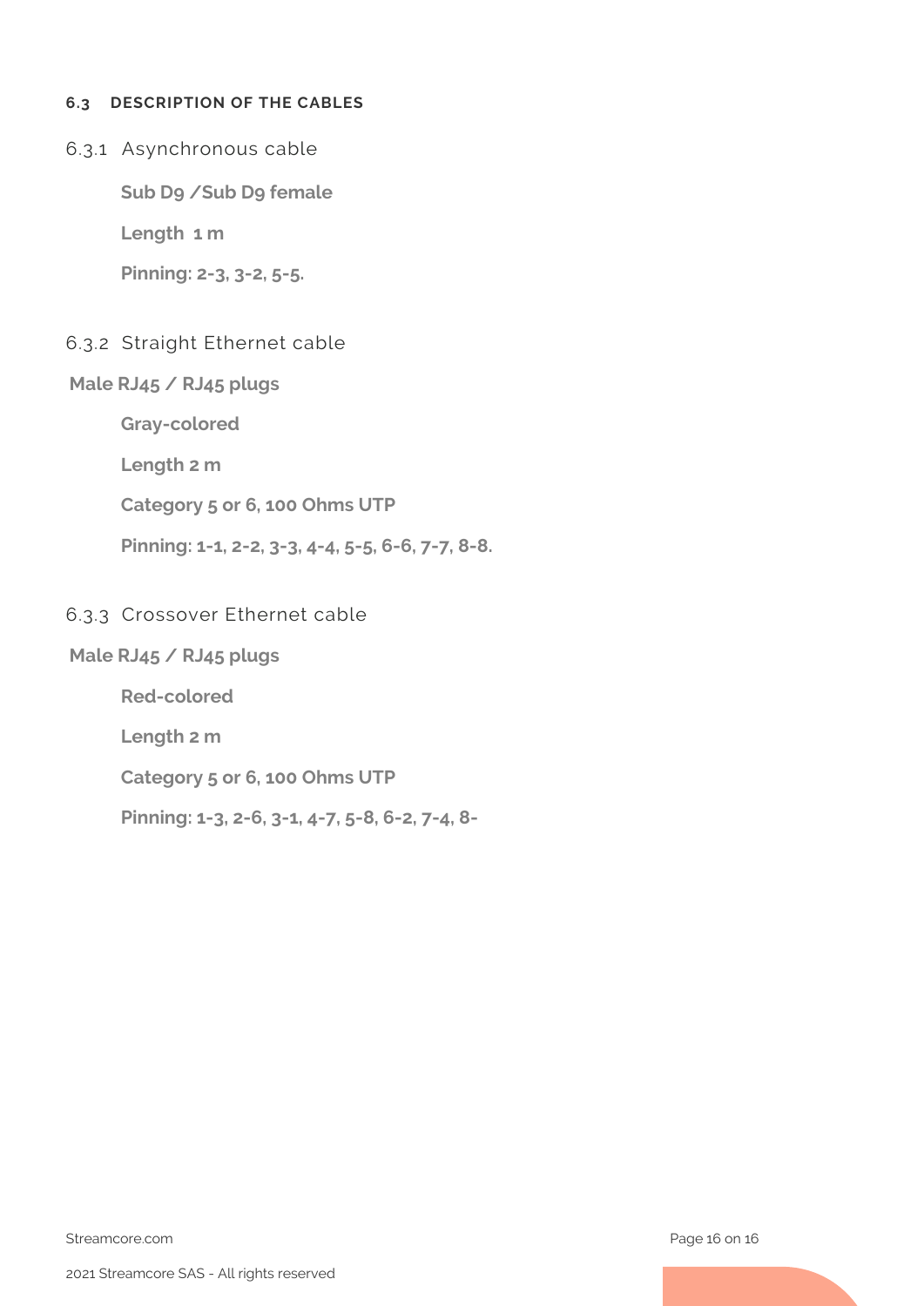## 6.3 DESCRIPTION OF THE CABLES

### 6.3.1 Asynchronous cable

**Sub D9 /Sub D9 female**

**Length 1 m**

**Pinning: 2-3, 3-2, 5-5.**

### 6.3.2 Straight Ethernet cable

**Male RJ45 / RJ45 plugs**

**Gray-colored**

**Length 2 m**

**Category 5 or 6, 100 Ohms UTP**

**Pinning: 1-1, 2-2, 3-3, 4-4, 5-5, 6-6, 7-7, 8-8.**

### 6.3.3 Crossover Ethernet cable

**Male RJ45 / RJ45 plugs**

**Red-colored**

**Length 2 m**

**Category 5 or 6, 100 Ohms UTP**

**Pinning: 1-3, 2-6, 3-1, 4-7, 5-8, 6-2, 7-4, 8-**

Streamcore.com

2021 Streamcore SAS - All rights reserved